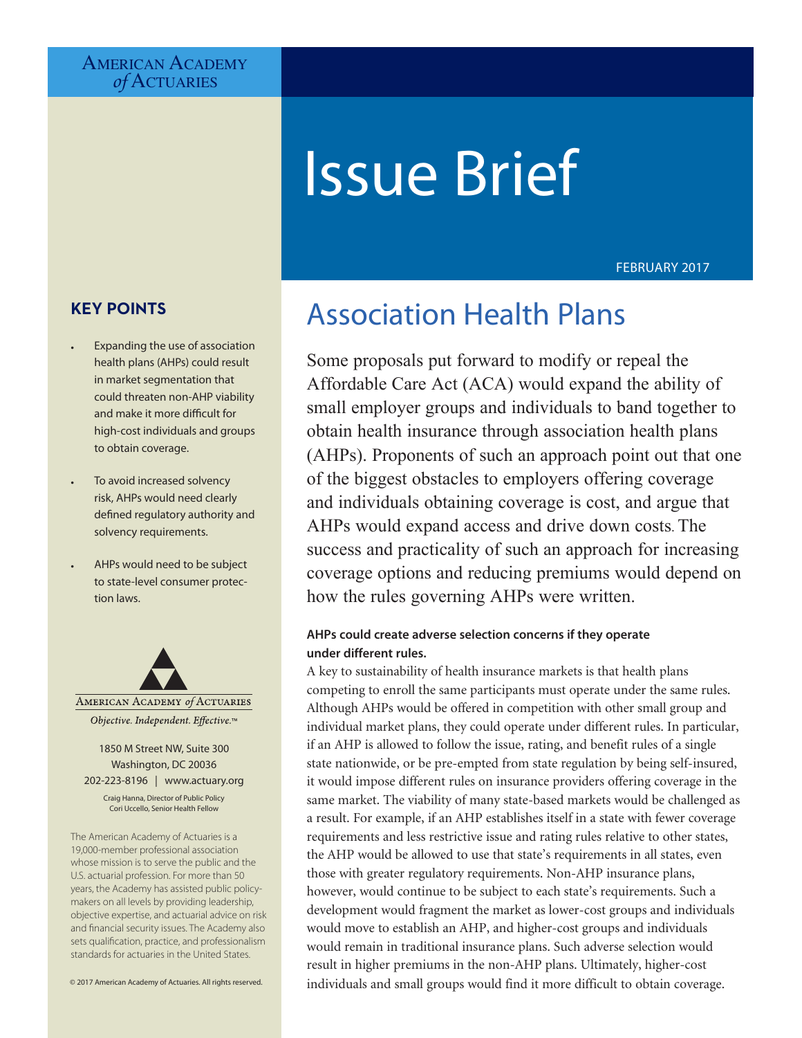American Academy of Actuaries

# Issue Brief

FEBRUARY 2017

## Association Health Plans

Some proposals put forward to modify or repeal the Affordable Care Act (ACA) would expand the ability of small employer groups and individuals to band together to obtain health insurance through association health plans (AHPs). Proponents of such an approach point out that one of the biggest obstacles to employers offering coverage and individuals obtaining coverage is cost, and argue that AHPs would expand access and drive down costs. The success and practicality of such an approach for increasing coverage options and reducing premiums would depend on how the rules governing AHPs were written.

### KEY POINTS

- Expanding the use of association health plans (AHPs) could result in market segmentation that could threaten non-AHP viability and make it more difficult for high-cost individuals and groups to obtain coverage.
- To avoid increased solvency risk, AHPs would need clearly defined regulatory authority and solvency requirements.
- AHPs would need to be subject to state-level consumer protection laws.

**AHPs could create adverse selection concerns if they operate under different rules.**

A key to sustainability of health insurance markets is that health plans competing to enroll the same participants must operate under the same rules. Although AHPs would be offered in competition with other small group and individual market plans, they could operate under different rules. In particular, if an AHP is allowed to follow the issue, rating, and benefit rules of a single state nationwide, or be pre-empted from state regulation by being self-insured, it would impose different rules on insurance providers offering coverage in the same market. The viability of many state-based markets would be challenged as a result. For example, if an AHP establishes itself in a state with fewer coverage requirements and less restrictive issue and rating rules relative to other states, the AHP would be allowed to use that state's requirements in all states, even those with greater regulatory requirements. Non-AHP insurance plans, however, would continue to be subject to each state's requirements. Such a development would fragment the market as lower-cost groups and individuals would move to establish an AHP, and higher-cost groups and individuals would remain in traditional insurance plans. Such adverse selection would result in higher premiums in the non-AHP plans. Ultimately, higher-cost individuals and small groups would find it more difficult to obtain coverage.

American Academy of Actuaries

*Objective. Independent. Effective.™*

1850 M Street NW, Suite 300
Washington, DC 20036
202-223-8196 | www.actuary.org

Craig Hanna, Director of Public Policy
Cori Uccello, Senior Health Fellow

The American Academy of Actuaries is a 19,000-member professional association whose mission is to serve the public and the U.S. actuarial profession. For more than 50 years, the Academy has assisted public policymakers on all levels by providing leadership, objective expertise, and actuarial advice on risk and financial security issues. The Academy also sets qualification, practice, and professionalism standards for actuaries in the United States.

© 2017 American Academy of Actuaries. All rights reserved.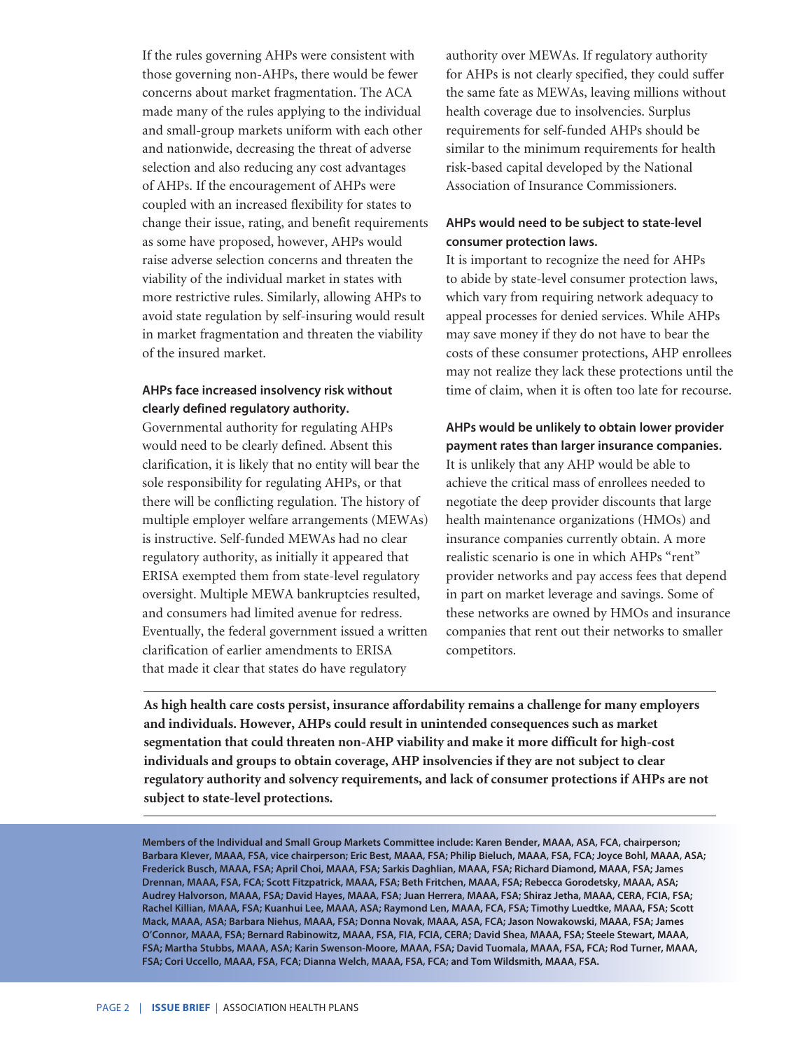If the rules governing AHPs were consistent with those governing non-AHPs, there would be fewer concerns about market fragmentation. The ACA made many of the rules applying to the individual and small-group markets uniform with each other and nationwide, decreasing the threat of adverse selection and also reducing any cost advantages of AHPs. If the encouragement of AHPs were coupled with an increased flexibility for states to change their issue, rating, and benefit requirements as some have proposed, however, AHPs would raise adverse selection concerns and threaten the viability of the individual market in states with more restrictive rules. Similarly, allowing AHPs to avoid state regulation by self-insuring would result in market fragmentation and threaten the viability of the insured market.

**AHPs face increased insolvency risk without clearly defined regulatory authority.**
Governmental authority for regulating AHPs would need to be clearly defined. Absent this clarification, it is likely that no entity will bear the sole responsibility for regulating AHPs, or that there will be conflicting regulation. The history of multiple employer welfare arrangements (MEWAs) is instructive. Self-funded MEWAs had no clear regulatory authority, as initially it appeared that ERISA exempted them from state-level regulatory oversight. Multiple MEWA bankruptcies resulted, and consumers had limited avenue for redress. Eventually, the federal government issued a written clarification of earlier amendments to ERISA that made it clear that states do have regulatory authority over MEWAs. If regulatory authority for AHPs is not clearly specified, they could suffer the same fate as MEWAs, leaving millions without health coverage due to insolvencies. Surplus requirements for self-funded AHPs should be similar to the minimum requirements for health risk-based capital developed by the National Association of Insurance Commissioners.

**AHPs would need to be subject to state-level consumer protection laws.**
It is important to recognize the need for AHPs to abide by state-level consumer protection laws, which vary from requiring network adequacy to appeal processes for denied services. While AHPs may save money if they do not have to bear the costs of these consumer protections, AHP enrollees may not realize they lack these protections until the time of claim, when it is often too late for recourse.

**AHPs would be unlikely to obtain lower provider payment rates than larger insurance companies.**
It is unlikely that any AHP would be able to achieve the critical mass of enrollees needed to negotiate the deep provider discounts that large health maintenance organizations (HMOs) and insurance companies currently obtain. A more realistic scenario is one in which AHPs "rent" provider networks and pay access fees that depend in part on market leverage and savings. Some of these networks are owned by HMOs and insurance companies that rent out their networks to smaller competitors.

---

**As high health care costs persist, insurance affordability remains a challenge for many employers and individuals. However, AHPs could result in unintended consequences such as market segmentation that could threaten non-AHP viability and make it more difficult for high-cost individuals and groups to obtain coverage, AHP insolvencies if they are not subject to clear regulatory authority and solvency requirements, and lack of consumer protections if AHPs are not subject to state-level protections.**

---

**Members of the Individual and Small Group Markets Committee include: Karen Bender, MAAA, ASA, FCA, chairperson; Barbara Klever, MAAA, FSA, vice chairperson; Eric Best, MAAA, FSA; Philip Bieluch, MAAA, FSA, FCA; Joyce Bohl, MAAA, ASA; Frederick Busch, MAAA, FSA; April Choi, MAAA, FSA; Sarkis Daghlian, MAAA, FSA; Richard Diamond, MAAA, FSA; James Drennan, MAAA, FSA, FCA; Scott Fitzpatrick, MAAA, FSA; Beth Fritchen, MAAA, FSA; Rebecca Gorodetsky, MAAA, ASA; Audrey Halvorson, MAAA, FSA; David Hayes, MAAA, FSA; Juan Herrera, MAAA, FSA; Shiraz Jetha, MAAA, CERA, FCIA, FSA; Rachel Killian, MAAA, FSA; Kuanhui Lee, MAAA, ASA; Raymond Len, MAAA, FCA, FSA; Timothy Luedtke, MAAA, FSA; Scott Mack, MAAA, ASA; Barbara Niehus, MAAA, FSA; Donna Novak, MAAA, ASA, FCA; Jason Nowakowski, MAAA, FSA; James O'Connor, MAAA, FSA; Bernard Rabinowitz, MAAA, FSA, FIA, FCIA, CERA; David Shea, MAAA, FSA; Steele Stewart, MAAA, FSA; Martha Stubbs, MAAA, ASA; Karin Swenson-Moore, MAAA, FSA; David Tuomala, MAAA, FSA, FCA; Rod Turner, MAAA, FSA; Cori Uccello, MAAA, FSA, FCA; Dianna Welch, MAAA, FSA, FCA; and Tom Wildsmith, MAAA, FSA.**